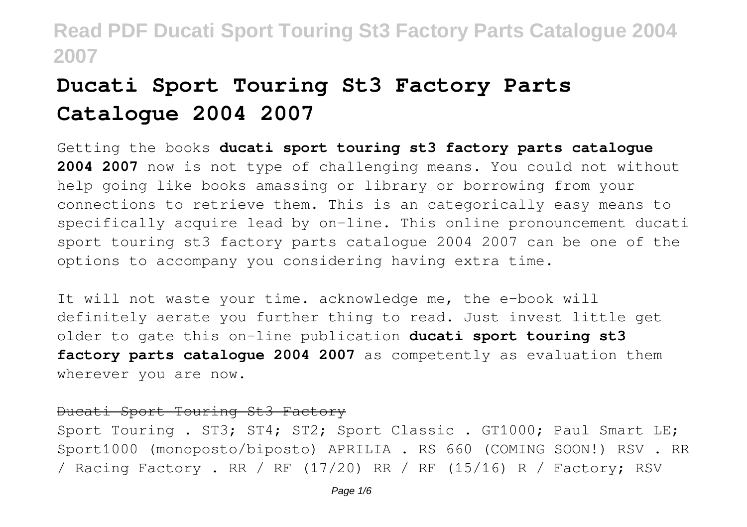# Ducati Sport Touring St3 Factory Parts Catalogue 2004 2007

Getting the books **ducati sport touring st3 factory parts catalogue 2004 2007** now is not type of challenging means. You could not without help going like books amassing or library or borrowing from your connections to retrieve them. This is an categorically easy means to specifically acquire lead by on-line. This online pronouncement ducati sport touring st3 factory parts catalogue 2004 2007 can be one of the options to accompany you considering having extra time.

It will not waste your time. acknowledge me, the e-book will definitely aerate you further thing to read. Just invest little get older to gate this on-line publication **ducati sport touring st3 factory parts catalogue 2004 2007** as competently as evaluation them wherever you are now.

## Ducati Sport Touring St3 Factory

Sport Touring . ST3; ST4; ST2; Sport Classic . GT1000; Paul Smart LE; Sport1000 (monoposto/biposto) APRILIA . RS 660 (COMING SOON!) RSV . RR / Racing Factory . RR / RF (17/20) RR / RF (15/16) R / Factory; RSV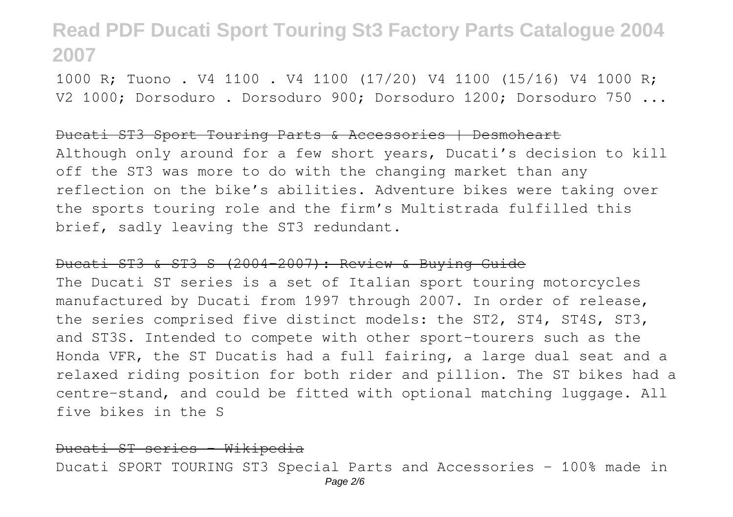1000 R; Tuono . V4 1100 . V4 1100 (17/20) V4 1100 (15/16) V4 1000 R; V2 1000; Dorsoduro . Dorsoduro 900; Dorsoduro 1200; Dorsoduro 750 ...

~~Ducati ST3 Sport Touring Parts & Accessories | Desmoheart~~

Although only around for a few short years, Ducati's decision to kill off the ST3 was more to do with the changing market than any reflection on the bike's abilities. Adventure bikes were taking over the sports touring role and the firm's Multistrada fulfilled this brief, sadly leaving the ST3 redundant.

~~Ducati ST3 & ST3 S (2004-2007): Review & Buying Guide~~

The Ducati ST series is a set of Italian sport touring motorcycles manufactured by Ducati from 1997 through 2007. In order of release, the series comprised five distinct models: the ST2, ST4, ST4S, ST3, and ST3S. Intended to compete with other sport-tourers such as the Honda VFR, the ST Ducatis had a full fairing, a large dual seat and a relaxed riding position for both rider and pillion. The ST bikes had a centre-stand, and could be fitted with optional matching luggage. All five bikes in the S

~~Ducati ST series - Wikipedia~~

Ducati SPORT TOURING ST3 Special Parts and Accessories - 100% made in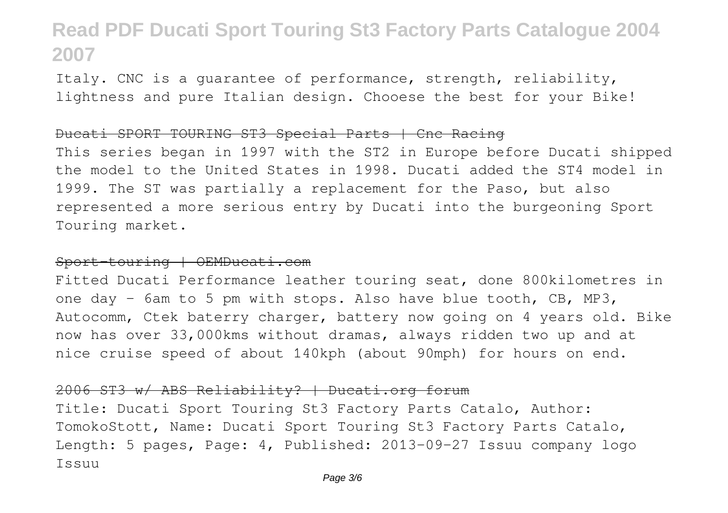Italy. CNC is a guarantee of performance, strength, reliability, lightness and pure Italian design. Chooese the best for your Bike!

## Ducati SPORT TOURING ST3 Special Parts | Cnc Racing

This series began in 1997 with the ST2 in Europe before Ducati shipped the model to the United States in 1998. Ducati added the ST4 model in 1999. The ST was partially a replacement for the Paso, but also represented a more serious entry by Ducati into the burgeoning Sport Touring market.

## Sport-touring | OEMDucati.com

Fitted Ducati Performance leather touring seat, done 800kilometres in one day - 6am to 5 pm with stops. Also have blue tooth, CB, MP3, Autocomm, Ctek baterry charger, battery now going on 4 years old. Bike now has over 33,000kms without dramas, always ridden two up and at nice cruise speed of about 140kph (about 90mph) for hours on end.

## 2006 ST3 w/ ABS Reliability? | Ducati.org forum

Title: Ducati Sport Touring St3 Factory Parts Catalo, Author: TomokoStott, Name: Ducati Sport Touring St3 Factory Parts Catalo, Length: 5 pages, Page: 4, Published: 2013-09-27 Issuu company logo Issuu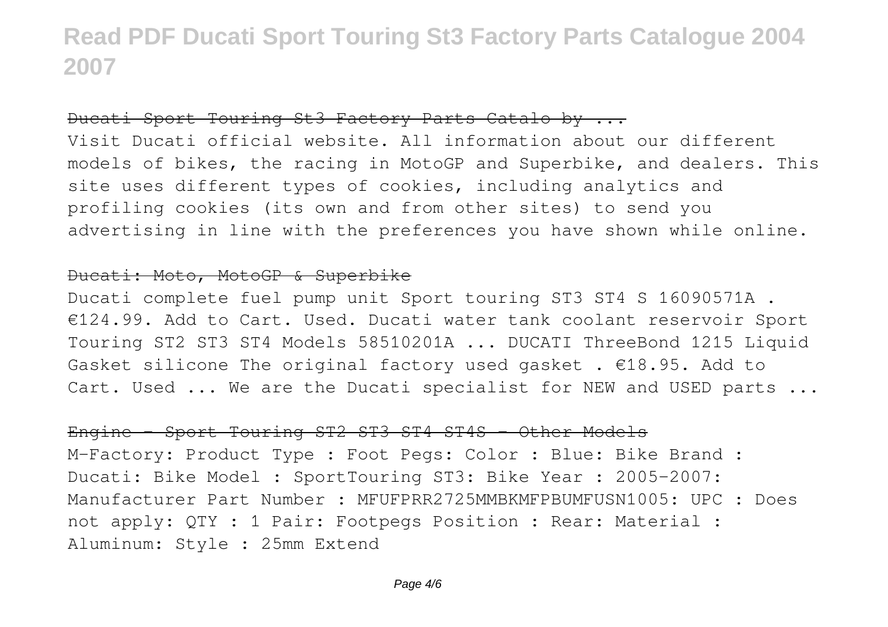### ~~Ducati Sport Touring St3 Factory Parts Catalo by ...~~

Visit Ducati official website. All information about our different models of bikes, the racing in MotoGP and Superbike, and dealers. This site uses different types of cookies, including analytics and profiling cookies (its own and from other sites) to send you advertising in line with the preferences you have shown while online.

### ~~Ducati: Moto, MotoGP & Superbike~~

Ducati complete fuel pump unit Sport touring ST3 ST4 S 16090571A . €124.99. Add to Cart. Used. Ducati water tank coolant reservoir Sport Touring ST2 ST3 ST4 Models 58510201A ... DUCATI ThreeBond 1215 Liquid Gasket silicone The original factory used gasket . €18.95. Add to Cart. Used ... We are the Ducati specialist for NEW and USED parts ...

### ~~Engine - Sport Touring ST2 ST3 ST4 ST4S - Other Models~~

M-Factory: Product Type : Foot Pegs: Color : Blue: Bike Brand : Ducati: Bike Model : SportTouring ST3: Bike Year : 2005-2007: Manufacturer Part Number : MFUFPRR2725MMBKMFPBUMFUSN1005: UPC : Does not apply: QTY : 1 Pair: Footpegs Position : Rear: Material : Aluminum: Style : 25mm Extend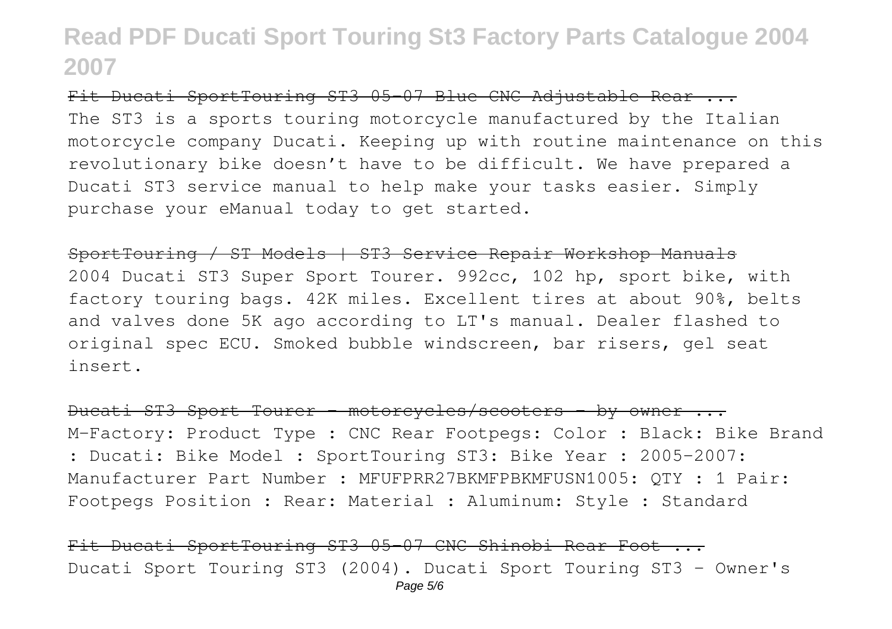Fit Ducati SportTouring ST3 05-07 Blue CNC Adjustable Rear ...

The ST3 is a sports touring motorcycle manufactured by the Italian motorcycle company Ducati. Keeping up with routine maintenance on this revolutionary bike doesn't have to be difficult. We have prepared a Ducati ST3 service manual to help make your tasks easier. Simply purchase your eManual today to get started.

SportTouring / ST Models | ST3 Service Repair Workshop Manuals

2004 Ducati ST3 Super Sport Tourer. 992cc, 102 hp, sport bike, with factory touring bags. 42K miles. Excellent tires at about 90%, belts and valves done 5K ago according to LT's manual. Dealer flashed to original spec ECU. Smoked bubble windscreen, bar risers, gel seat insert.

Ducati ST3 Sport Tourer - motorcycles/scooters - by owner ...

M-Factory: Product Type : CNC Rear Footpegs: Color : Black: Bike Brand : Ducati: Bike Model : SportTouring ST3: Bike Year : 2005-2007: Manufacturer Part Number : MFUFPRR27BKMFPBKMFUSN1005: QTY : 1 Pair: Footpegs Position : Rear: Material : Aluminum: Style : Standard

Fit Ducati SportTouring ST3 05-07 CNC Shinobi Rear Foot ...

Ducati Sport Touring ST3 (2004). Ducati Sport Touring ST3 - Owner's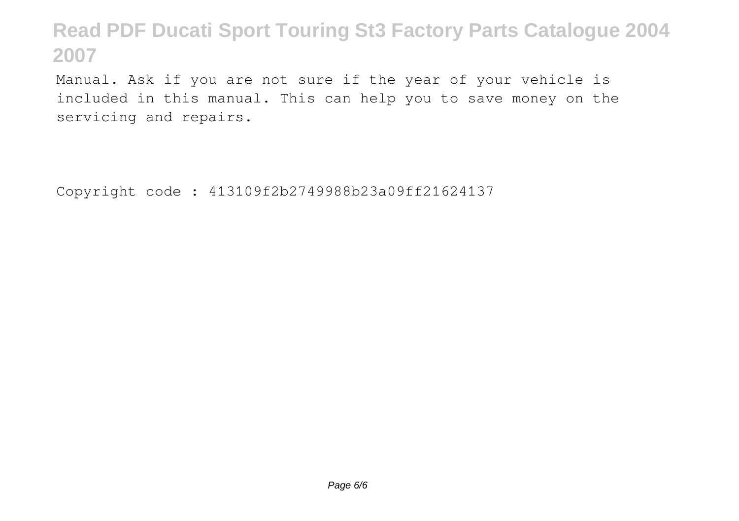Manual. Ask if you are not sure if the year of your vehicle is included in this manual. This can help you to save money on the servicing and repairs.

Copyright code : 413109f2b2749988b23a09ff21624137